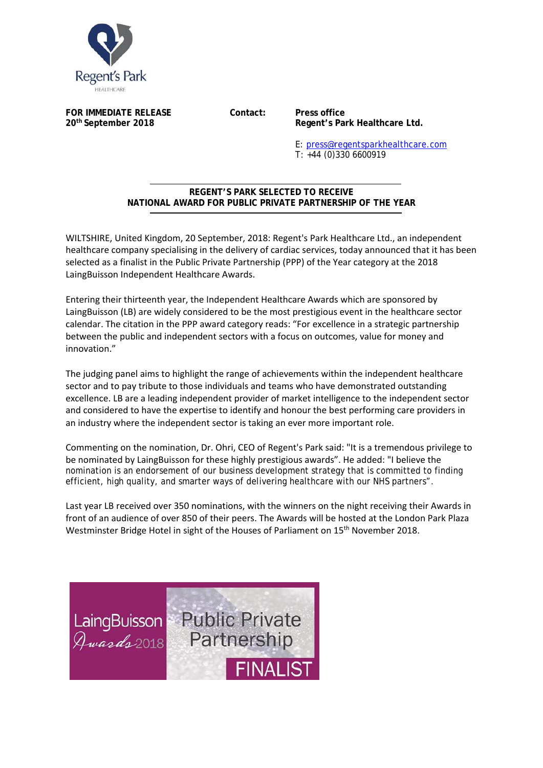Regent's Park
HEALTHCARE

**FOR IMMEDIATE RELEASE**
**20th September 2018**

**Contact:** **Press office**
**Regent's Park Healthcare Ltd.**

E: press@regentsparkhealthcare.com
T: +44 (0)330 6600919

## REGENT'S PARK SELECTED TO RECEIVE NATIONAL AWARD FOR PUBLIC PRIVATE PARTNERSHIP OF THE YEAR

WILTSHIRE, United Kingdom, 20 September, 2018: Regent's Park Healthcare Ltd., an independent healthcare company specialising in the delivery of cardiac services, today announced that it has been selected as a finalist in the Public Private Partnership (PPP) of the Year category at the 2018 LaingBuisson Independent Healthcare Awards.

Entering their thirteenth year, the Independent Healthcare Awards which are sponsored by LaingBuisson (LB) are widely considered to be the most prestigious event in the healthcare sector calendar. The citation in the PPP award category reads: "For excellence in a strategic partnership between the public and independent sectors with a focus on outcomes, value for money and innovation."

The judging panel aims to highlight the range of achievements within the independent healthcare sector and to pay tribute to those individuals and teams who have demonstrated outstanding excellence. LB are a leading independent provider of market intelligence to the independent sector and considered to have the expertise to identify and honour the best performing care providers in an industry where the independent sector is taking an ever more important role.

Commenting on the nomination, Dr. Ohri, CEO of Regent's Park said: "It is a tremendous privilege to be nominated by LaingBuisson for these highly prestigious awards". He added: "I believe the nomination is an endorsement of our business development strategy that is committed to finding efficient, high quality, and smarter ways of delivering healthcare with our NHS partners".

Last year LB received over 350 nominations, with the winners on the night receiving their Awards in front of an audience of over 850 of their peers. The Awards will be hosted at the London Park Plaza Westminster Bridge Hotel in sight of the Houses of Parliament on 15th November 2018.

LaingBuisson Awards 2018 — Public Private Partnership — FINALIST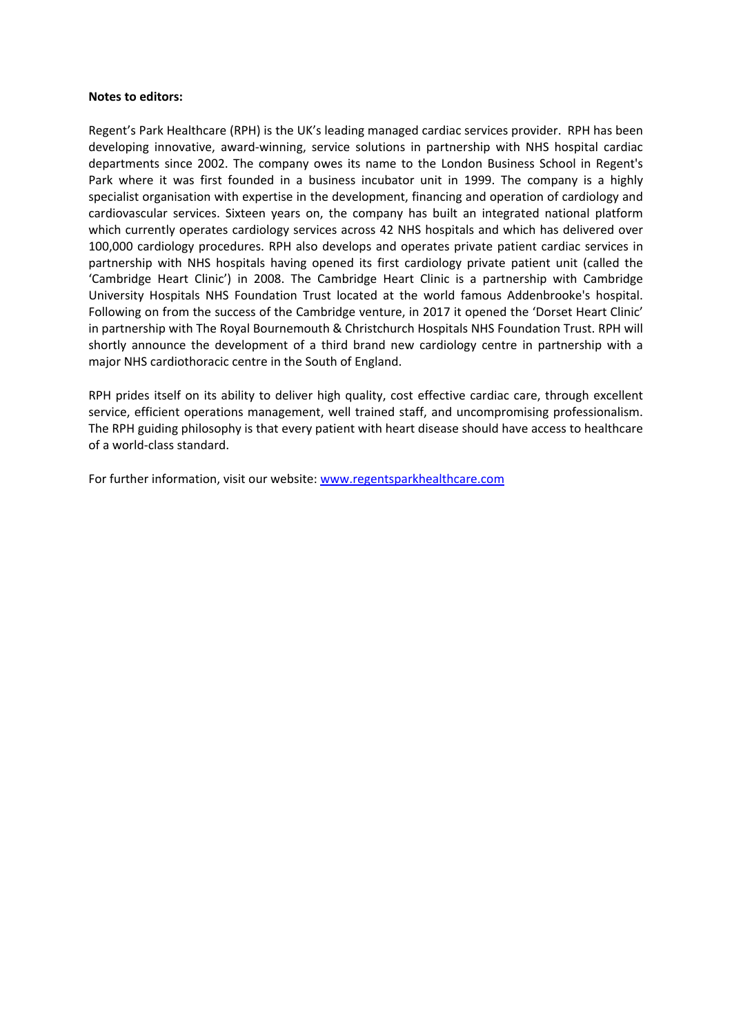**Notes to editors:**

Regent's Park Healthcare (RPH) is the UK's leading managed cardiac services provider. RPH has been developing innovative, award-winning, service solutions in partnership with NHS hospital cardiac departments since 2002. The company owes its name to the London Business School in Regent's Park where it was first founded in a business incubator unit in 1999. The company is a highly specialist organisation with expertise in the development, financing and operation of cardiology and cardiovascular services. Sixteen years on, the company has built an integrated national platform which currently operates cardiology services across 42 NHS hospitals and which has delivered over 100,000 cardiology procedures. RPH also develops and operates private patient cardiac services in partnership with NHS hospitals having opened its first cardiology private patient unit (called the 'Cambridge Heart Clinic') in 2008. The Cambridge Heart Clinic is a partnership with Cambridge University Hospitals NHS Foundation Trust located at the world famous Addenbrooke's hospital. Following on from the success of the Cambridge venture, in 2017 it opened the 'Dorset Heart Clinic' in partnership with The Royal Bournemouth & Christchurch Hospitals NHS Foundation Trust. RPH will shortly announce the development of a third brand new cardiology centre in partnership with a major NHS cardiothoracic centre in the South of England.

RPH prides itself on its ability to deliver high quality, cost effective cardiac care, through excellent service, efficient operations management, well trained staff, and uncompromising professionalism. The RPH guiding philosophy is that every patient with heart disease should have access to healthcare of a world-class standard.

For further information, visit our website: [www.regentsparkhealthcare.com](www.regentsparkhealthcare.com)